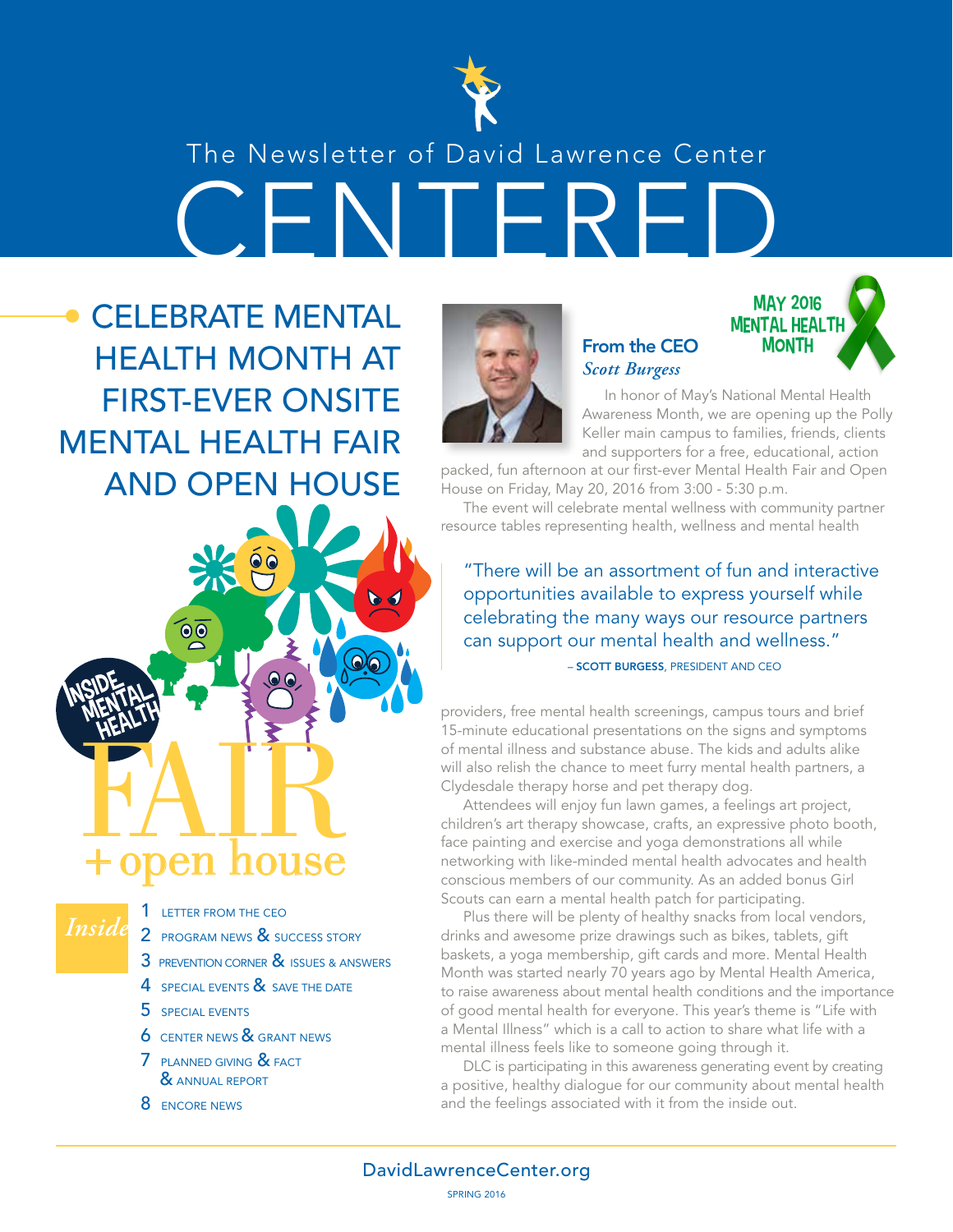The Newsletter of David Lawrence Center

# CENTERED

## CELEBRATE MENTAL HEALTH MONTH AT FIRST-EVER ONSITE MENTAL HEALTH FAIR AND OPEN HOUSE

INSIDE MENTAL HEALTH

FAIR + open house

### Inside

1 LETTER FROM THE CEO
2 PROGRAM NEWS & SUCCESS STORY
3 PREVENTION CORNER & ISSUES & ANSWERS
4 SPECIAL EVENTS & SAVE THE DATE
5 SPECIAL EVENTS
6 CENTER NEWS & GRANT NEWS
7 PLANNED GIVING & FACT & ANNUAL REPORT
8 ENCORE NEWS

MAY 2016 MENTAL HEALTH MONTH

### From the CEO

*Scott Burgess*

In honor of May's National Mental Health Awareness Month, we are opening up the Polly Keller main campus to families, friends, clients and supporters for a free, educational, action packed, fun afternoon at our first-ever Mental Health Fair and Open House on Friday, May 20, 2016 from 3:00 - 5:30 p.m.

The event will celebrate mental wellness with community partner resource tables representing health, wellness and mental health providers, free mental health screenings, campus tours and brief 15-minute educational presentations on the signs and symptoms of mental illness and substance abuse. The kids and adults alike will also relish the chance to meet furry mental health partners, a Clydesdale therapy horse and pet therapy dog.

> "There will be an assortment of fun and interactive opportunities available to express yourself while celebrating the many ways our resource partners can support our mental health and wellness."
>
> – **SCOTT BURGESS**, PRESIDENT AND CEO

Attendees will enjoy fun lawn games, a feelings art project, children's art therapy showcase, crafts, an expressive photo booth, face painting and exercise and yoga demonstrations all while networking with like-minded mental health advocates and health conscious members of our community. As an added bonus Girl Scouts can earn a mental health patch for participating.

Plus there will be plenty of healthy snacks from local vendors, drinks and awesome prize drawings such as bikes, tablets, gift baskets, a yoga membership, gift cards and more. Mental Health Month was started nearly 70 years ago by Mental Health America, to raise awareness about mental health conditions and the importance of good mental health for everyone. This year's theme is "Life with a Mental Illness" which is a call to action to share what life with a mental illness feels like to someone going through it.

DLC is participating in this awareness generating event by creating a positive, healthy dialogue for our community about mental health and the feelings associated with it from the inside out.

DavidLawrenceCenter.org

SPRING 2016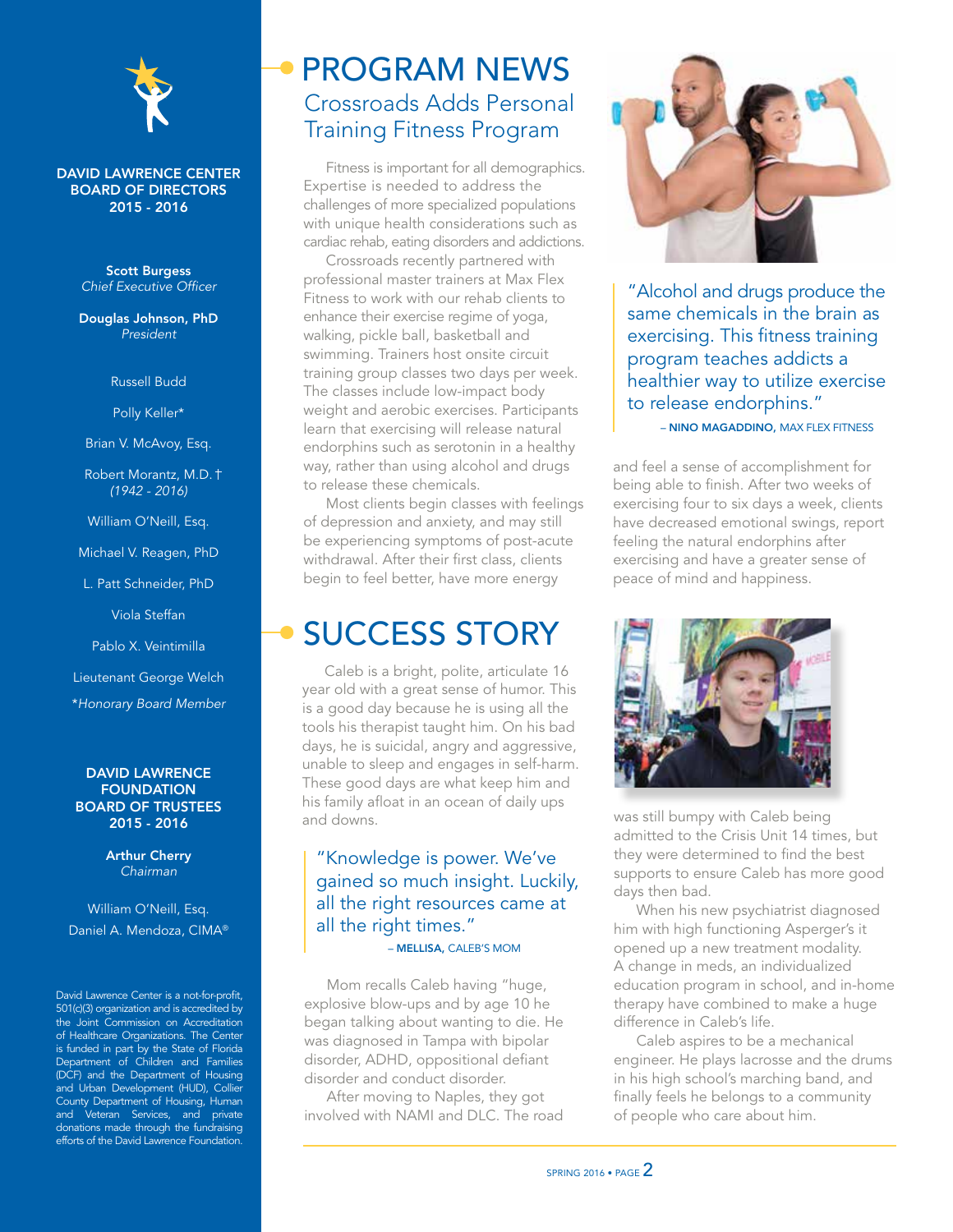**DAVID LAWRENCE CENTER BOARD OF DIRECTORS 2015 - 2016**

**Scott Burgess**
*Chief Executive Officer*

**Douglas Johnson, PhD**
*President*

Russell Budd

Polly Keller*

Brian V. McAvoy, Esq.

Robert Morantz, M.D. †
*(1942 - 2016)*

William O'Neill, Esq.

Michael V. Reagen, PhD

L. Patt Schneider, PhD

Viola Steffan

Pablo X. Veintimilla

Lieutenant George Welch

*\*Honorary Board Member*

**DAVID LAWRENCE FOUNDATION BOARD OF TRUSTEES 2015 - 2016**

**Arthur Cherry**
*Chairman*

William O'Neill, Esq.
Daniel A. Mendoza, CIMA®

David Lawrence Center is a not-for-profit, 501(c)(3) organization and is accredited by the Joint Commission on Accreditation of Healthcare Organizations. The Center is funded in part by the State of Florida Department of Children and Families (DCF) and the Department of Housing and Urban Development (HUD), Collier County Department of Housing, Human and Veteran Services, and private donations made through the fundraising efforts of the David Lawrence Foundation.

# PROGRAM NEWS

## Crossroads Adds Personal Training Fitness Program

Fitness is important for all demographics. Expertise is needed to address the challenges of more specialized populations with unique health considerations such as cardiac rehab, eating disorders and addictions.

Crossroads recently partnered with professional master trainers at Max Flex Fitness to work with our rehab clients to enhance their exercise regime of yoga, walking, pickle ball, basketball and swimming. Trainers host onsite circuit training group classes two days per week. The classes include low-impact body weight and aerobic exercises. Participants learn that exercising will release natural endorphins such as serotonin in a healthy way, rather than using alcohol and drugs to release these chemicals.

Most clients begin classes with feelings of depression and anxiety, and may still be experiencing symptoms of post-acute withdrawal. After their first class, clients begin to feel better, have more energy and feel a sense of accomplishment for being able to finish. After two weeks of exercising four to six days a week, clients have decreased emotional swings, report feeling the natural endorphins after exercising and have a greater sense of peace of mind and happiness.

> "Alcohol and drugs produce the same chemicals in the brain as exercising. This fitness training program teaches addicts a healthier way to utilize exercise to release endorphins."
>
> – **NINO MAGADDINO,** MAX FLEX FITNESS

# SUCCESS STORY

Caleb is a bright, polite, articulate 16 year old with a great sense of humor. This is a good day because he is using all the tools his therapist taught him. On his bad days, he is suicidal, angry and aggressive, unable to sleep and engages in self-harm. These good days are what keep him and his family afloat in an ocean of daily ups and downs.

> "Knowledge is power. We've gained so much insight. Luckily, all the right resources came at all the right times."
>
> – **MELLISA,** CALEB'S MOM

Mom recalls Caleb having "huge, explosive blow-ups and by age 10 he began talking about wanting to die. He was diagnosed in Tampa with bipolar disorder, ADHD, oppositional defiant disorder and conduct disorder.

After moving to Naples, they got involved with NAMI and DLC. The road was still bumpy with Caleb being admitted to the Crisis Unit 14 times, but they were determined to find the best supports to ensure Caleb has more good days then bad.

When his new psychiatrist diagnosed him with high functioning Asperger's it opened up a new treatment modality. A change in meds, an individualized education program in school, and in-home therapy have combined to make a huge difference in Caleb's life.

Caleb aspires to be a mechanical engineer. He plays lacrosse and the drums in his high school's marching band, and finally feels he belongs to a community of people who care about him.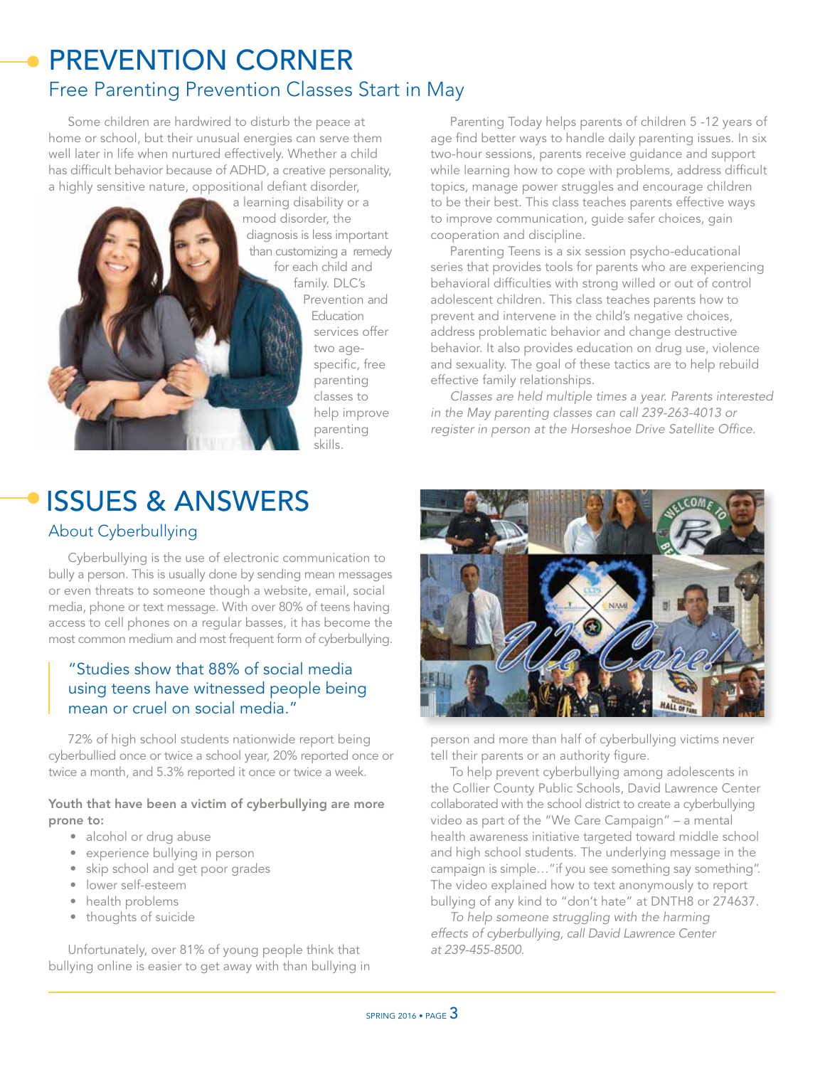# PREVENTION CORNER

## Free Parenting Prevention Classes Start in May

Some children are hardwired to disturb the peace at home or school, but their unusual energies can serve them well later in life when nurtured effectively. Whether a child has difficult behavior because of ADHD, a creative personality, a highly sensitive nature, oppositional defiant disorder, a learning disability or a mood disorder, the diagnosis is less important than customizing a remedy for each child and family. DLC's Prevention and Education services offer two age-specific, free parenting classes to help improve parenting skills.

Parenting Today helps parents of children 5 -12 years of age find better ways to handle daily parenting issues. In six two-hour sessions, parents receive guidance and support while learning how to cope with problems, address difficult topics, manage power struggles and encourage children to be their best. This class teaches parents effective ways to improve communication, guide safer choices, gain cooperation and discipline.

Parenting Teens is a six session psycho-educational series that provides tools for parents who are experiencing behavioral difficulties with strong willed or out of control adolescent children. This class teaches parents how to prevent and intervene in the child's negative choices, address problematic behavior and change destructive behavior. It also provides education on drug use, violence and sexuality. The goal of these tactics are to help rebuild effective family relationships.

*Classes are held multiple times a year. Parents interested in the May parenting classes can call 239-263-4013 or register in person at the Horseshoe Drive Satellite Office.*

# ISSUES & ANSWERS

## About Cyberbullying

Cyberbullying is the use of electronic communication to bully a person. This is usually done by sending mean messages or even threats to someone though a website, email, social media, phone or text message. With over 80% of teens having access to cell phones on a regular basses, it has become the most common medium and most frequent form of cyberbullying.

> "Studies show that 88% of social media using teens have witnessed people being mean or cruel on social media."

72% of high school students nationwide report being cyberbullied once or twice a school year, 20% reported once or twice a month, and 5.3% reported it once or twice a week.

**Youth that have been a victim of cyberbullying are more prone to:**

- alcohol or drug abuse
- experience bullying in person
- skip school and get poor grades
- lower self-esteem
- health problems
- thoughts of suicide

Unfortunately, over 81% of young people think that bullying online is easier to get away with than bullying in person and more than half of cyberbullying victims never tell their parents or an authority figure.

To help prevent cyberbullying among adolescents in the Collier County Public Schools, David Lawrence Center collaborated with the school district to create a cyberbullying video as part of the "We Care Campaign" – a mental health awareness initiative targeted toward middle school and high school students. The underlying message in the campaign is simple…"if you see something say something". The video explained how to text anonymously to report bullying of any kind to "don't hate" at DNTH8 or 274637.

*To help someone struggling with the harming effects of cyberbullying, call David Lawrence Center at 239-455-8500.*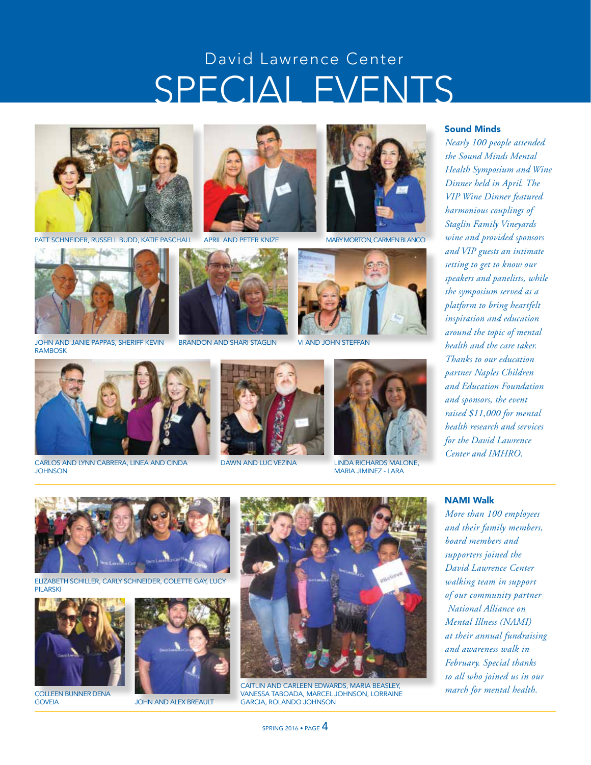# David Lawrence Center
# SPECIAL EVENTS

PATT SCHNEIDER, RUSSELL BUDD, KATIE PASCHALL

APRIL AND PETER KNIZE

MARY MORTON, CARMEN BLANCO

JOHN AND JANIE PAPPAS, SHERIFF KEVIN RAMBOSK

BRANDON AND SHARI STAGLIN

VI AND JOHN STEFFAN

CARLOS AND LYNN CABRERA, LINEA AND CINDA JOHNSON

DAWN AND LUC VEZINA

LINDA RICHARDS MALONE, MARIA JIMINEZ - LARA

## Sound Minds

*Nearly 100 people attended the Sound Minds Mental Health Symposium and Wine Dinner held in April. The VIP Wine Dinner featured harmonious couplings of Staglin Family Vineyards wine and provided sponsors and VIP guests an intimate setting to get to know our speakers and panelists, while the symposium served as a platform to bring heartfelt inspiration and education around the topic of mental health and the care taker. Thanks to our education partner Naples Children and Education Foundation and sponsors, the event raised $11,000 for mental health research and services for the David Lawrence Center and IMHRO.*

ELIZABETH SCHILLER, CARLY SCHNEIDER, COLETTE GAY, LUCY PILARSKI

COLLEEN BUNNER DENA GOVEIA

JOHN AND ALEX BREAULT

CAITLIN AND CARLEEN EDWARDS, MARIA BEASLEY, VANESSA TABOADA, MARCEL JOHNSON, LORRAINE GARCIA, ROLANDO JOHNSON

## NAMI Walk

*More than 100 employees and their family members, board members and supporters joined the David Lawrence Center walking team in support of our community partner National Alliance on Mental Illness (NAMI) at their annual fundraising and awareness walk in February. Special thanks to all who joined us in our march for mental health.*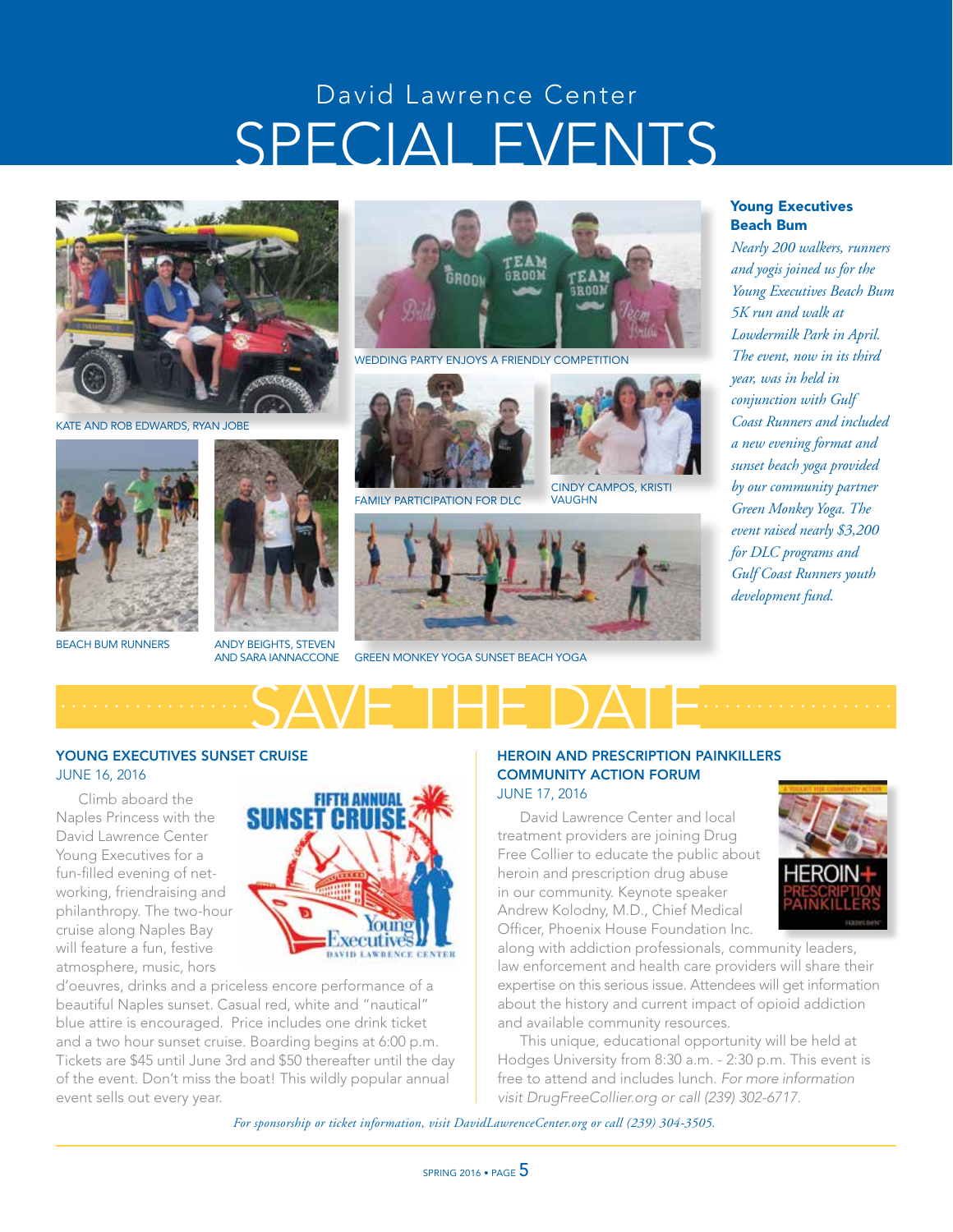# David Lawrence Center
# SPECIAL EVENTS

KATE AND ROB EDWARDS, RYAN JOBE

WEDDING PARTY ENJOYS A FRIENDLY COMPETITION

FAMILY PARTICIPATION FOR DLC

CINDY CAMPOS, KRISTI VAUGHN

BEACH BUM RUNNERS

ANDY BEIGHTS, STEVEN AND SARA IANNACCONE

GREEN MONKEY YOGA SUNSET BEACH YOGA

### Young Executives Beach Bum

*Nearly 200 walkers, runners and yogis joined us for the Young Executives Beach Bum 5K run and walk at Lowdermilk Park in April. The event, now in its third year, was in held in conjunction with Gulf Coast Runners and included a new evening format and sunset beach yoga provided by our community partner Green Monkey Yoga. The event raised nearly $3,200 for DLC programs and Gulf Coast Runners youth development fund.*

## SAVE THE DATE

### YOUNG EXECUTIVES SUNSET CRUISE
JUNE 16, 2016

Climb aboard the Naples Princess with the David Lawrence Center Young Executives for a fun-filled evening of net-working, friendraising and philanthropy. The two-hour cruise along Naples Bay will feature a fun, festive atmosphere, music, hors d'oeuvres, drinks and a priceless encore performance of a beautiful Naples sunset. Casual red, white and "nautical" blue attire is encouraged. Price includes one drink ticket and a two hour sunset cruise. Boarding begins at 6:00 p.m. Tickets are $45 until June 3rd and $50 thereafter until the day of the event. Don't miss the boat! This wildly popular annual event sells out every year.

FIFTH ANNUAL SUNSET CRUISE
Young Executives
DAVID LAWRENCE CENTER

### HEROIN AND PRESCRIPTION PAINKILLERS COMMUNITY ACTION FORUM
JUNE 17, 2016

David Lawrence Center and local treatment providers are joining Drug Free Collier to educate the public about heroin and prescription drug abuse in our community. Keynote speaker Andrew Kolodny, M.D., Chief Medical Officer, Phoenix House Foundation Inc. along with addiction professionals, community leaders, law enforcement and health care providers will share their expertise on this serious issue. Attendees will get information about the history and current impact of opioid addiction and available community resources.

This unique, educational opportunity will be held at Hodges University from 8:30 a.m. - 2:30 p.m. This event is free to attend and includes lunch. *For more information visit DrugFreeCollier.org or call (239) 302-6717.*

A TOOLKIT FOR COMMUNITY ACTION
HEROIN+ PRESCRIPTION PAINKILLERS

*For sponsorship or ticket information, visit DavidLawrenceCenter.org or call (239) 304-3505.*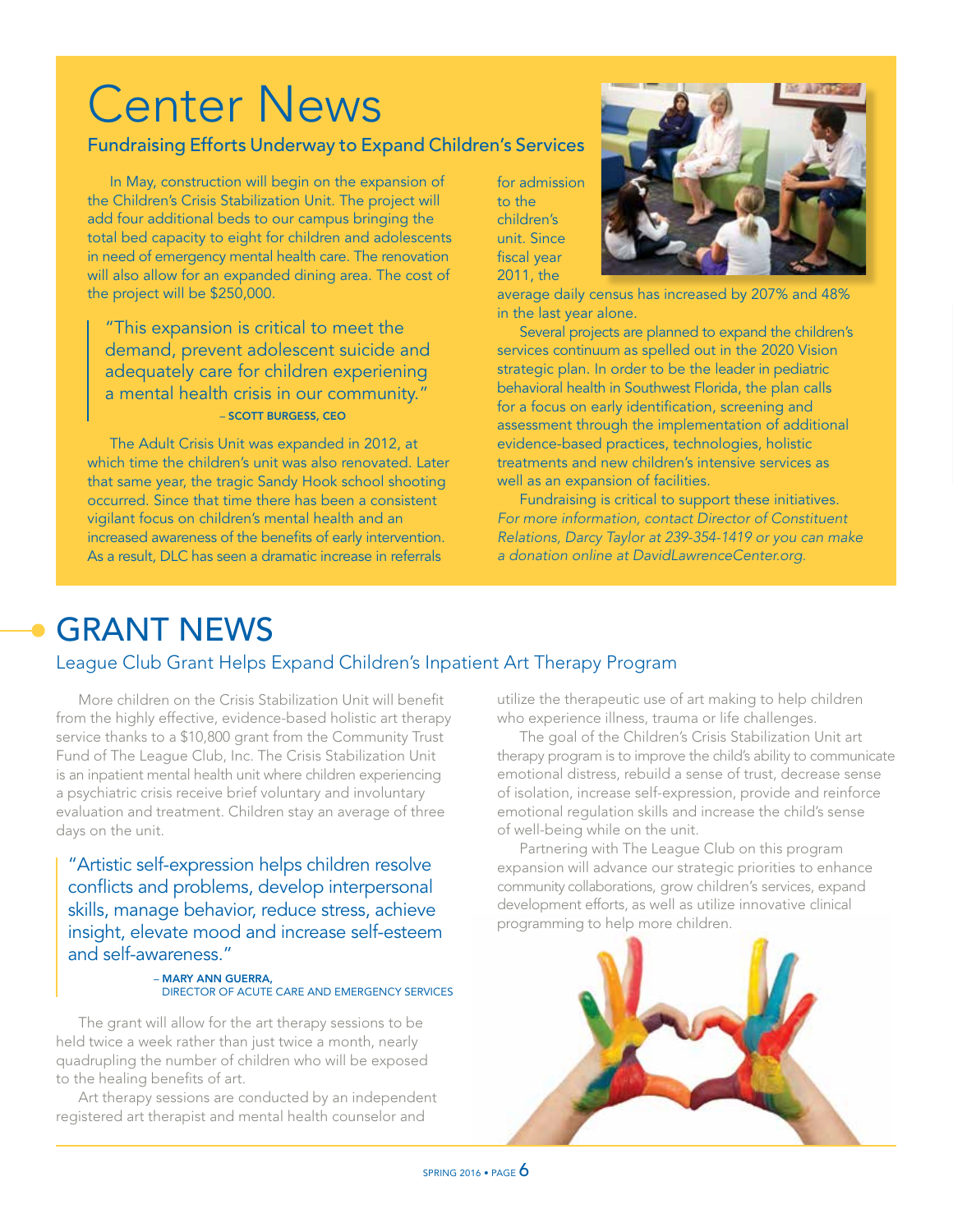# Center News

## Fundraising Efforts Underway to Expand Children's Services

In May, construction will begin on the expansion of the Children's Crisis Stabilization Unit. The project will add four additional beds to our campus bringing the total bed capacity to eight for children and adolescents in need of emergency mental health care. The renovation will also allow for an expanded dining area. The cost of the project will be $250,000.

> "This expansion is critical to meet the demand, prevent adolescent suicide and adequately care for children experiencing a mental health crisis in our community."
>
> – **SCOTT BURGESS, CEO**

The Adult Crisis Unit was expanded in 2012, at which time the children's unit was also renovated. Later that same year, the tragic Sandy Hook school shooting occurred. Since that time there has been a consistent vigilant focus on children's mental health and an increased awareness of the benefits of early intervention. As a result, DLC has seen a dramatic increase in referrals for admission to the children's unit. Since fiscal year 2011, the average daily census has increased by 207% and 48% in the last year alone.

Several projects are planned to expand the children's services continuum as spelled out in the 2020 Vision strategic plan. In order to be the leader in pediatric behavioral health in Southwest Florida, the plan calls for a focus on early identification, screening and assessment through the implementation of additional evidence-based practices, technologies, holistic treatments and new children's intensive services as well as an expansion of facilities.

Fundraising is critical to support these initiatives. *For more information, contact Director of Constituent Relations, Darcy Taylor at 239-354-1419 or you can make a donation online at DavidLawrenceCenter.org.*

# GRANT NEWS

## League Club Grant Helps Expand Children's Inpatient Art Therapy Program

More children on the Crisis Stabilization Unit will benefit from the highly effective, evidence-based holistic art therapy service thanks to a $10,800 grant from the Community Trust Fund of The League Club, Inc. The Crisis Stabilization Unit is an inpatient mental health unit where children experiencing a psychiatric crisis receive brief voluntary and involuntary evaluation and treatment. Children stay an average of three days on the unit.

> "Artistic self-expression helps children resolve conflicts and problems, develop interpersonal skills, manage behavior, reduce stress, achieve insight, elevate mood and increase self-esteem and self-awareness."
>
> – **MARY ANN GUERRA,**
> DIRECTOR OF ACUTE CARE AND EMERGENCY SERVICES

The grant will allow for the art therapy sessions to be held twice a week rather than just twice a month, nearly quadrupling the number of children who will be exposed to the healing benefits of art.

Art therapy sessions are conducted by an independent registered art therapist and mental health counselor and utilize the therapeutic use of art making to help children who experience illness, trauma or life challenges.

The goal of the Children's Crisis Stabilization Unit art therapy program is to improve the child's ability to communicate emotional distress, rebuild a sense of trust, decrease sense of isolation, increase self-expression, provide and reinforce emotional regulation skills and increase the child's sense of well-being while on the unit.

Partnering with The League Club on this program expansion will advance our strategic priorities to enhance community collaborations, grow children's services, expand development efforts, as well as utilize innovative clinical programming to help more children.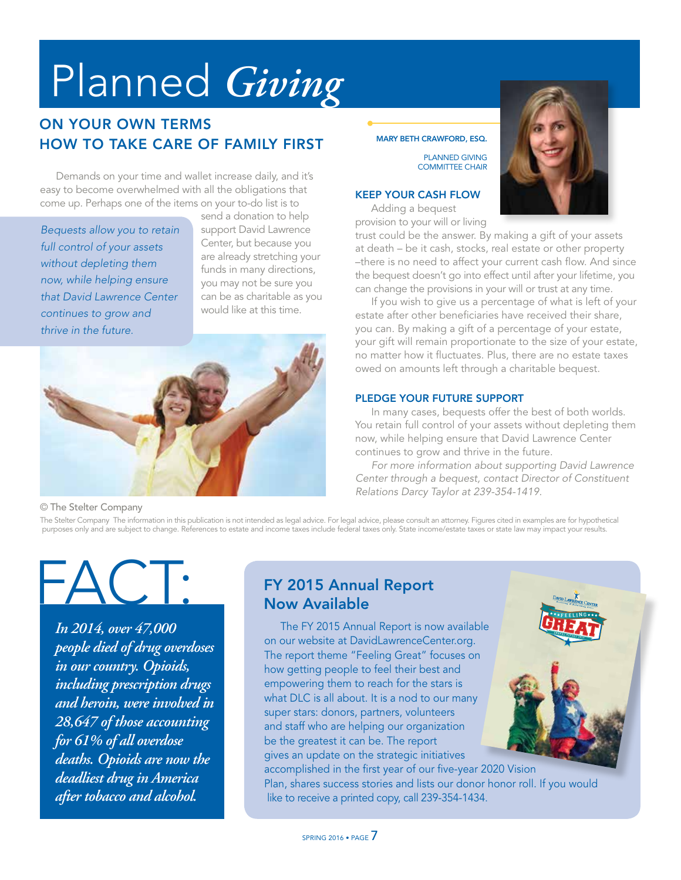# Planned *Giving*

## ON YOUR OWN TERMS
## HOW TO TAKE CARE OF FAMILY FIRST

Demands on your time and wallet increase daily, and it's easy to become overwhelmed with all the obligations that come up. Perhaps one of the items on your to-do list is to send a donation to help support David Lawrence Center, but because you are already stretching your funds in many directions, you may not be sure you can be as charitable as you would like at this time.

*Bequests allow you to retain full control of your assets without depleting them now, while helping ensure that David Lawrence Center continues to grow and thrive in the future.*

© The Stelter Company

**MARY BETH CRAWFORD, ESQ.**

PLANNED GIVING COMMITTEE CHAIR

### KEEP YOUR CASH FLOW

Adding a bequest provision to your will or living trust could be the answer. By making a gift of your assets at death – be it cash, stocks, real estate or other property –there is no need to affect your current cash flow. And since the bequest doesn't go into effect until after your lifetime, you can change the provisions in your will or trust at any time.

If you wish to give us a percentage of what is left of your estate after other beneficiaries have received their share, you can. By making a gift of a percentage of your estate, your gift will remain proportionate to the size of your estate, no matter how it fluctuates. Plus, there are no estate taxes owed on amounts left through a charitable bequest.

### PLEDGE YOUR FUTURE SUPPORT

In many cases, bequests offer the best of both worlds. You retain full control of your assets without depleting them now, while helping ensure that David Lawrence Center continues to grow and thrive in the future.

*For more information about supporting David Lawrence Center through a bequest, contact Director of Constituent Relations Darcy Taylor at 239-354-1419.*

The Stelter Company The information in this publication is not intended as legal advice. For legal advice, please consult an attorney. Figures cited in examples are for hypothetical purposes only and are subject to change. References to estate and income taxes include federal taxes only. State income/estate taxes or state law may impact your results.

# FACT:

***In 2014, over 47,000 people died of drug overdoses in our country. Opioids, including prescription drugs and heroin, were involved in 28,647 of those accounting for 61% of all overdose deaths. Opioids are now the deadliest drug in America after tobacco and alcohol.***

## FY 2015 Annual Report Now Available

The FY 2015 Annual Report is now available on our website at DavidLawrenceCenter.org. The report theme "Feeling Great" focuses on how getting people to feel their best and empowering them to reach for the stars is what DLC is all about. It is a nod to our many super stars: donors, partners, volunteers and staff who are helping our organization be the greatest it can be. The report gives an update on the strategic initiatives accomplished in the first year of our five-year 2020 Vision Plan, shares success stories and lists our donor honor roll. If you would like to receive a printed copy, call 239-354-1434.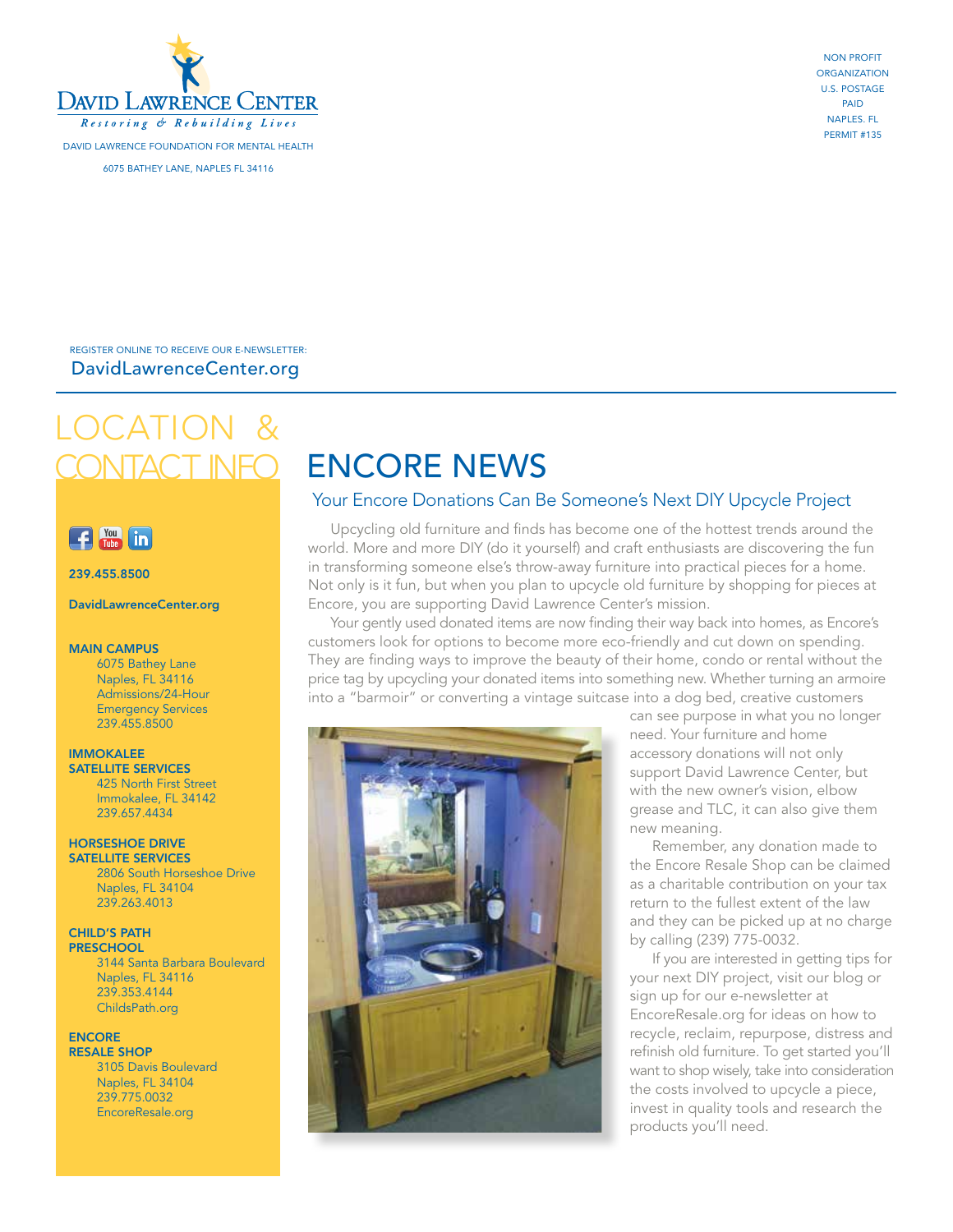DAVID LAWRENCE CENTER

*Restoring & Rebuilding Lives*

DAVID LAWRENCE FOUNDATION FOR MENTAL HEALTH

6075 BATHEY LANE, NAPLES FL 34116

NON PROFIT ORGANIZATION
U.S. POSTAGE
PAID
NAPLES. FL
PERMIT #135

REGISTER ONLINE TO RECEIVE OUR E-NEWSLETTER:
DavidLawrenceCenter.org

## LOCATION & CONTACT INFO

**239.455.8500**

**DavidLawrenceCenter.org**

**MAIN CAMPUS**
6075 Bathey Lane
Naples, FL 34116
Admissions/24-Hour Emergency Services
239.455.8500

**IMMOKALEE SATELLITE SERVICES**
425 North First Street
Immokalee, FL 34142
239.657.4434

**HORSESHOE DRIVE SATELLITE SERVICES**
2806 South Horseshoe Drive
Naples, FL 34104
239.263.4013

**CHILD'S PATH PRESCHOOL**
3144 Santa Barbara Boulevard
Naples, FL 34116
239.353.4144
ChildsPath.org

**ENCORE RESALE SHOP**
3105 Davis Boulevard
Naples, FL 34104
239.775.0032
EncoreResale.org

# ENCORE NEWS

### Your Encore Donations Can Be Someone's Next DIY Upcycle Project

Upcycling old furniture and finds has become one of the hottest trends around the world. More and more DIY (do it yourself) and craft enthusiasts are discovering the fun in transforming someone else's throw-away furniture into practical pieces for a home. Not only is it fun, but when you plan to upcycle old furniture by shopping for pieces at Encore, you are supporting David Lawrence Center's mission.

Your gently used donated items are now finding their way back into homes, as Encore's customers look for options to become more eco-friendly and cut down on spending. They are finding ways to improve the beauty of their home, condo or rental without the price tag by upcycling your donated items into something new. Whether turning an armoire into a "barmoir" or converting a vintage suitcase into a dog bed, creative customers can see purpose in what you no longer need. Your furniture and home accessory donations will not only support David Lawrence Center, but with the new owner's vision, elbow grease and TLC, it can also give them new meaning.

Remember, any donation made to the Encore Resale Shop can be claimed as a charitable contribution on your tax return to the fullest extent of the law and they can be picked up at no charge by calling (239) 775-0032.

If you are interested in getting tips for your next DIY project, visit our blog or sign up for our e-newsletter at EncoreResale.org for ideas on how to recycle, reclaim, repurpose, distress and refinish old furniture. To get started you'll want to shop wisely, take into consideration the costs involved to upcycle a piece, invest in quality tools and research the products you'll need.